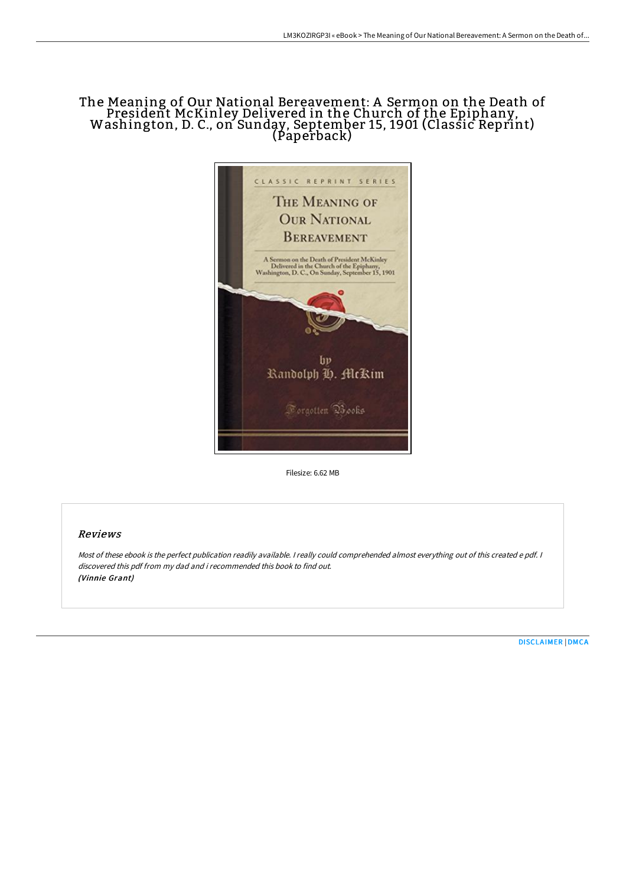# The Meaning of Our National Bereavement: A Sermon on the Death of President McKinley Delivered in the Church of the Epiphany, Washington, D. C., on Sunday, September 15, 1901 (Classic Reprint) (Paperback)

Filesize: 6.62 MB

## Reviews

*Most of these ebook is the perfect publication readily available. I really could comprehended almost everything out of this created e pdf. I discovered this pdf from my dad and i recommended this book to find out.*
*(Vinnie Grant)*

DISCLAIMER | DMCA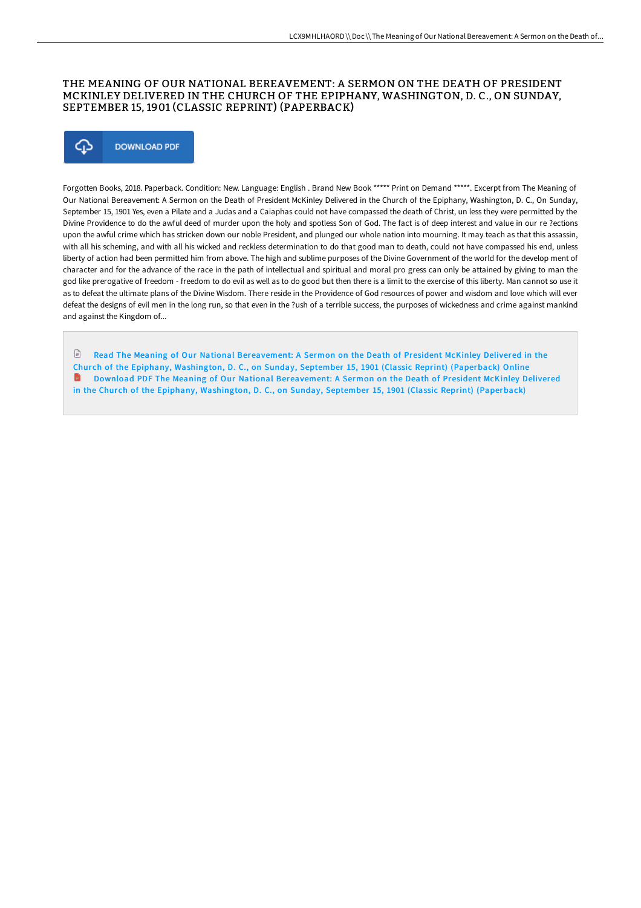# THE MEANING OF OUR NATIONAL BEREAVEMENT: A SERMON ON THE DEATH OF PRESIDENT MCKINLEY DELIVERED IN THE CHURCH OF THE EPIPHANY, WASHINGTON, D. C., ON SUNDAY, SEPTEMBER 15, 1901 (CLASSIC REPRINT) (PAPERBACK)

DOWNLOAD PDF

Forgotten Books, 2018. Paperback. Condition: New. Language: English . Brand New Book ***** Print on Demand *****. Excerpt from The Meaning of Our National Bereavement: A Sermon on the Death of President McKinley Delivered in the Church of the Epiphany, Washington, D. C., On Sunday, September 15, 1901 Yes, even a Pilate and a Judas and a Caiaphas could not have compassed the death of Christ, un less they were permitted by the Divine Providence to do the awful deed of murder upon the holy and spotless Son of God. The fact is of deep interest and value in our re ?ections upon the awful crime which has stricken down our noble President, and plunged our whole nation into mourning. It may teach as that this assassin, with all his scheming, and with all his wicked and reckless determination to do that good man to death, could not have compassed his end, unless liberty of action had been permitted him from above. The high and sublime purposes of the Divine Government of the world for the develop ment of character and for the advance of the race in the path of intellectual and spiritual and moral pro gress can only be attained by giving to man the god like prerogative of freedom - freedom to do evil as well as to do good but then there is a limit to the exercise of this liberty. Man cannot so use it as to defeat the ultimate plans of the Divine Wisdom. There reside in the Providence of God resources of power and wisdom and love which will ever defeat the designs of evil men in the long run, so that even in the ?ush of a terrible success, the purposes of wickedness and crime against mankind and against the Kingdom of...

Read The Meaning of Our National Bereavement: A Sermon on the Death of President McKinley Delivered in the Church of the Epiphany, Washington, D. C., on Sunday, September 15, 1901 (Classic Reprint) (Paperback) Online

Download PDF The Meaning of Our National Bereavement: A Sermon on the Death of President McKinley Delivered in the Church of the Epiphany, Washington, D. C., on Sunday, September 15, 1901 (Classic Reprint) (Paperback)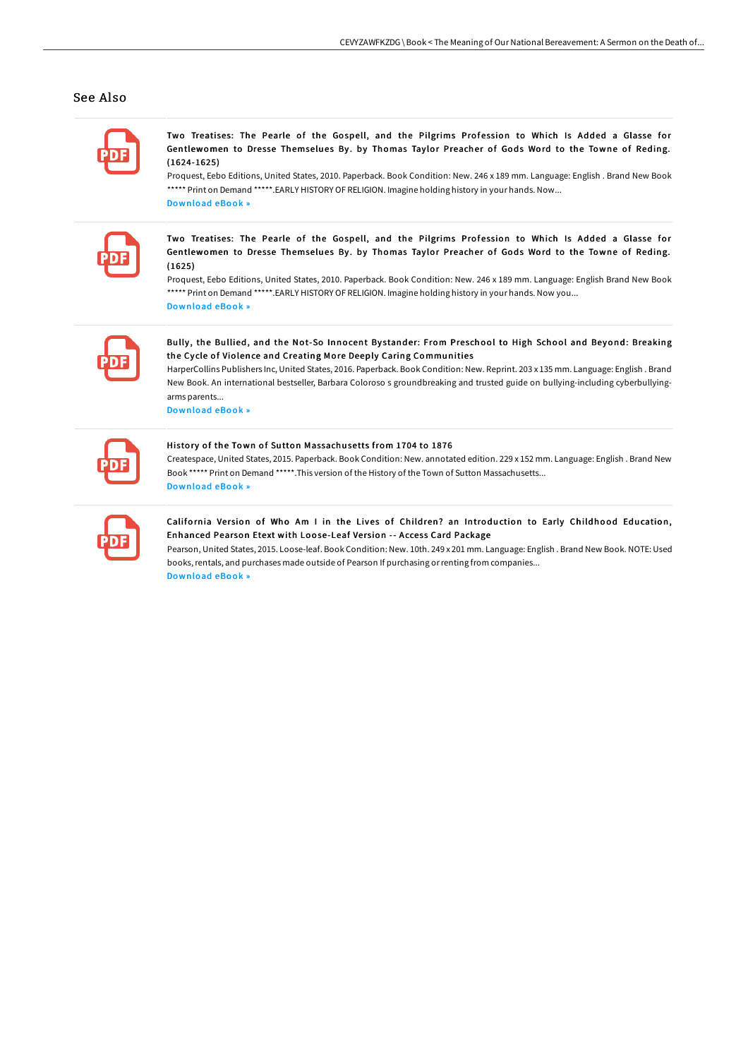## See Also

**Two Treatises: The Pearle of the Gospell, and the Pilgrims Profession to Which Is Added a Glasse for Gentlewomen to Dresse Themselues By. by Thomas Taylor Preacher of Gods Word to the Towne of Reding. (1624-1625)**

Proquest, Eebo Editions, United States, 2010. Paperback. Book Condition: New. 246 x 189 mm. Language: English . Brand New Book ***** Print on Demand *****.EARLY HISTORY OF RELIGION. Imagine holding history in your hands. Now...

Download eBook »

**Two Treatises: The Pearle of the Gospell, and the Pilgrims Profession to Which Is Added a Glasse for Gentlewomen to Dresse Themselues By. by Thomas Taylor Preacher of Gods Word to the Towne of Reding. (1625)**

Proquest, Eebo Editions, United States, 2010. Paperback. Book Condition: New. 246 x 189 mm. Language: English Brand New Book ***** Print on Demand *****.EARLY HISTORY OF RELIGION. Imagine holding history in your hands. Now you...

Download eBook »

**Bully, the Bullied, and the Not-So Innocent Bystander: From Preschool to High School and Beyond: Breaking the Cycle of Violence and Creating More Deeply Caring Communities**

HarperCollins Publishers Inc, United States, 2016. Paperback. Book Condition: New. Reprint. 203 x 135 mm. Language: English . Brand New Book. An international bestseller, Barbara Coloroso s groundbreaking and trusted guide on bullying-including cyberbullying-arms parents...

Download eBook »

**History of the Town of Sutton Massachusetts from 1704 to 1876**

Createspace, United States, 2015. Paperback. Book Condition: New. annotated edition. 229 x 152 mm. Language: English . Brand New Book ***** Print on Demand *****.This version of the History of the Town of Sutton Massachusetts...

Download eBook »

**California Version of Who Am I in the Lives of Children? an Introduction to Early Childhood Education, Enhanced Pearson Etext with Loose-Leaf Version -- Access Card Package**

Pearson, United States, 2015. Loose-leaf. Book Condition: New. 10th. 249 x 201 mm. Language: English . Brand New Book. NOTE: Used books, rentals, and purchases made outside of Pearson If purchasing or renting from companies...

Download eBook »